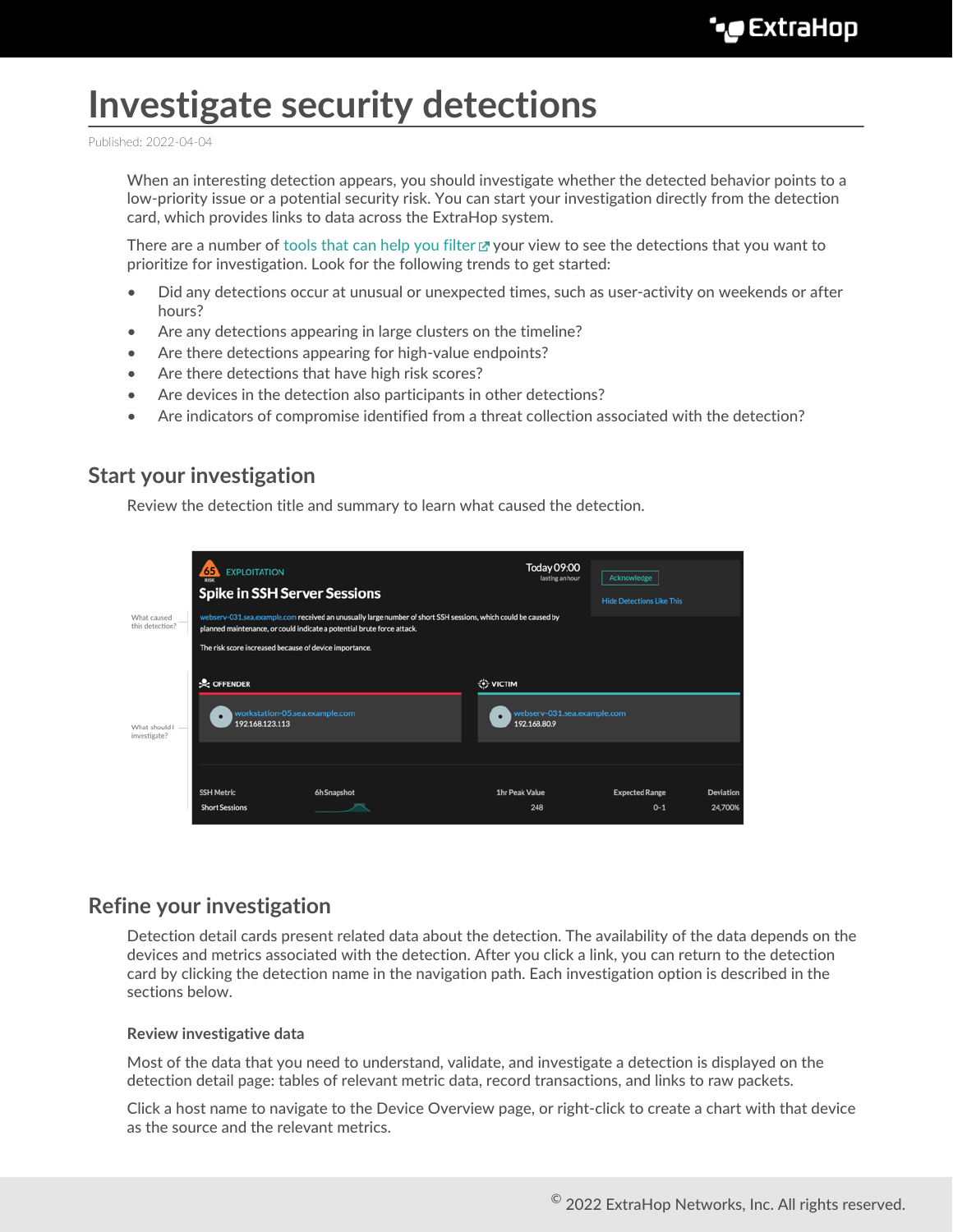# Investigate security detections

Published: 2022-04-04

When an interesting detection appears, you should investigate whether the detected behavior points to a low-priority issue or a potential security risk. You can start your investigation directly from the detection card, which provides links to data across the ExtraHop system.

There are a number of tools that can help you filter your view to see the detections that you want to prioritize for investigation. Look for the following trends to get started:

- Did any detections occur at unusual or unexpected times, such as user-activity on weekends or after hours?
- Are any detections appearing in large clusters on the timeline?
- Are there detections appearing for high-value endpoints?
- Are there detections that have high risk scores?
- Are devices in the detection also participants in other detections?
- Are indicators of compromise identified from a threat collection associated with the detection?

## Start your investigation

Review the detection title and summary to learn what caused the detection.

## Refine your investigation

Detection detail cards present related data about the detection. The availability of the data depends on the devices and metrics associated with the detection. After you click a link, you can return to the detection card by clicking the detection name in the navigation path. Each investigation option is described in the sections below.

### Review investigative data

Most of the data that you need to understand, validate, and investigate a detection is displayed on the detection detail page: tables of relevant metric data, record transactions, and links to raw packets.

Click a host name to navigate to the Device Overview page, or right-click to create a chart with that device as the source and the relevant metrics.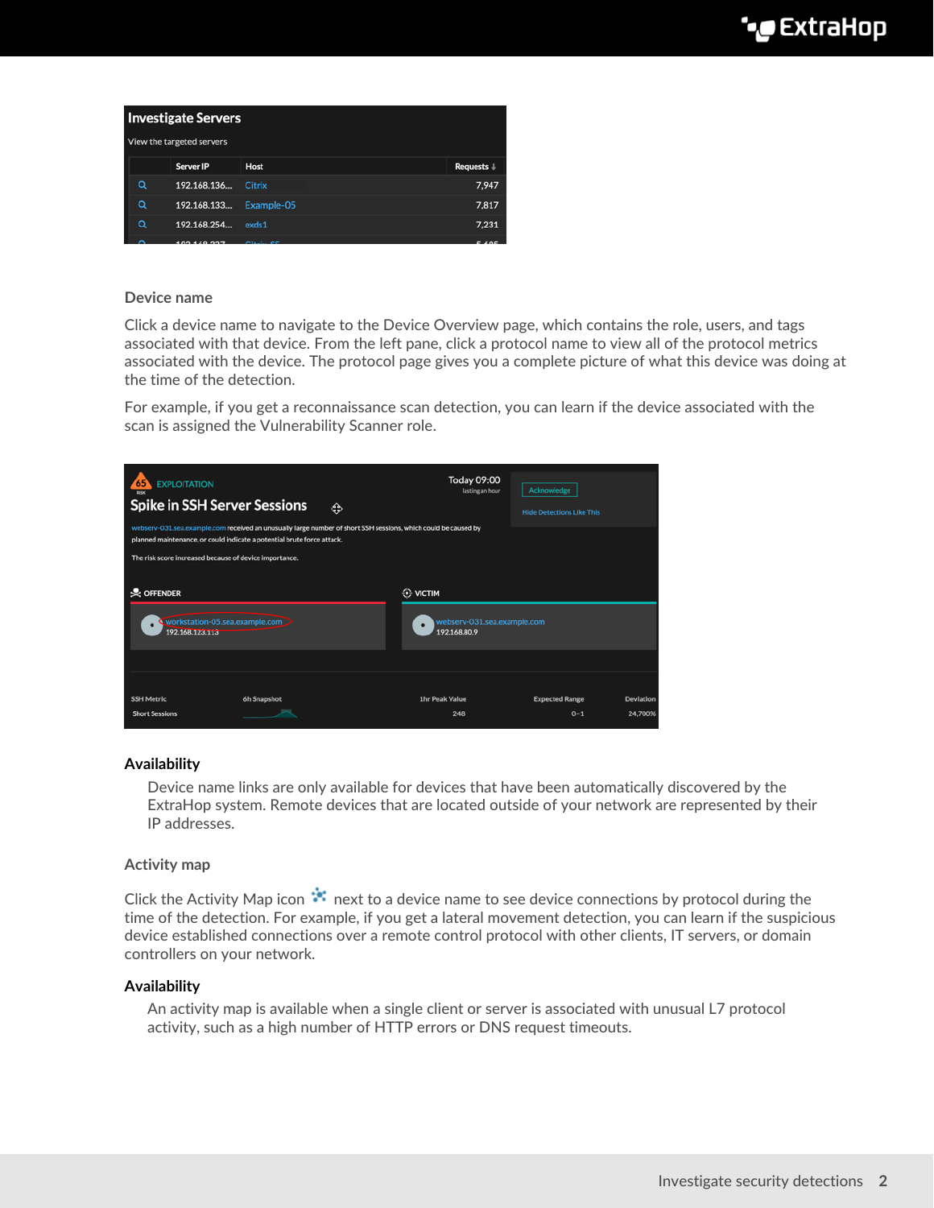### Device name

Click a device name to navigate to the Device Overview page, which contains the role, users, and tags associated with that device. From the left pane, click a protocol name to view all of the protocol metrics associated with the device. The protocol page gives you a complete picture of what this device was doing at the time of the detection.

For example, if you get a reconnaissance scan detection, you can learn if the device associated with the scan is assigned the Vulnerability Scanner role.

#### Availability

Device name links are only available for devices that have been automatically discovered by the ExtraHop system. Remote devices that are located outside of your network are represented by their IP addresses.

### Activity map

Click the Activity Map icon next to a device name to see device connections by protocol during the time of the detection. For example, if you get a lateral movement detection, you can learn if the suspicious device established connections over a remote control protocol with other clients, IT servers, or domain controllers on your network.

#### Availability

An activity map is available when a single client or server is associated with unusual L7 protocol activity, such as a high number of HTTP errors or DNS request timeouts.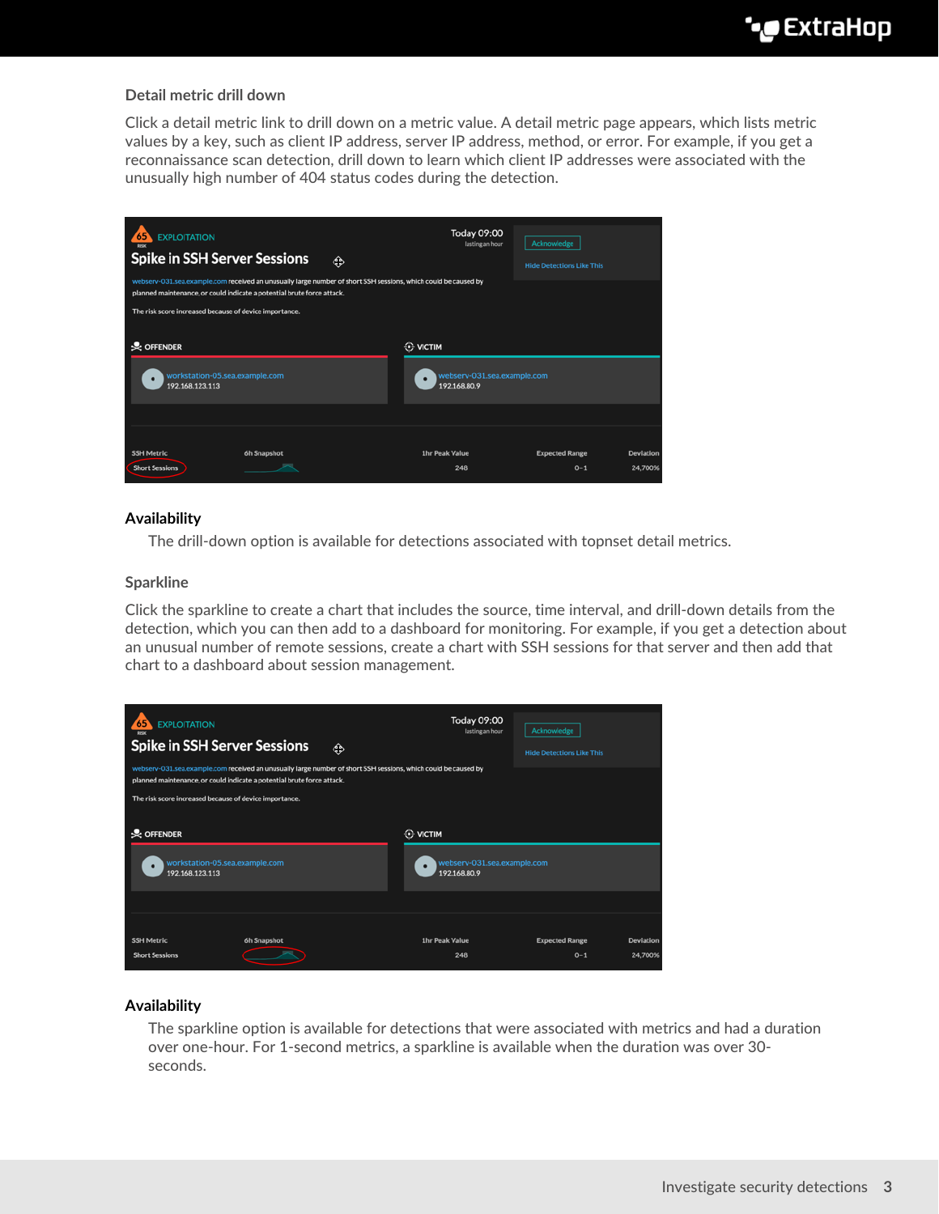### Detail metric drill down

Click a detail metric link to drill down on a metric value. A detail metric page appears, which lists metric values by a key, such as client IP address, server IP address, method, or error. For example, if you get a reconnaissance scan detection, drill down to learn which client IP addresses were associated with the unusually high number of 404 status codes during the detection.

**Availability**

The drill-down option is available for detections associated with topnset detail metrics.

### Sparkline

Click the sparkline to create a chart that includes the source, time interval, and drill-down details from the detection, which you can then add to a dashboard for monitoring. For example, if you get a detection about an unusual number of remote sessions, create a chart with SSH sessions for that server and then add that chart to a dashboard about session management.

**Availability**

The sparkline option is available for detections that were associated with metrics and had a duration over one-hour. For 1-second metrics, a sparkline is available when the duration was over 30-seconds.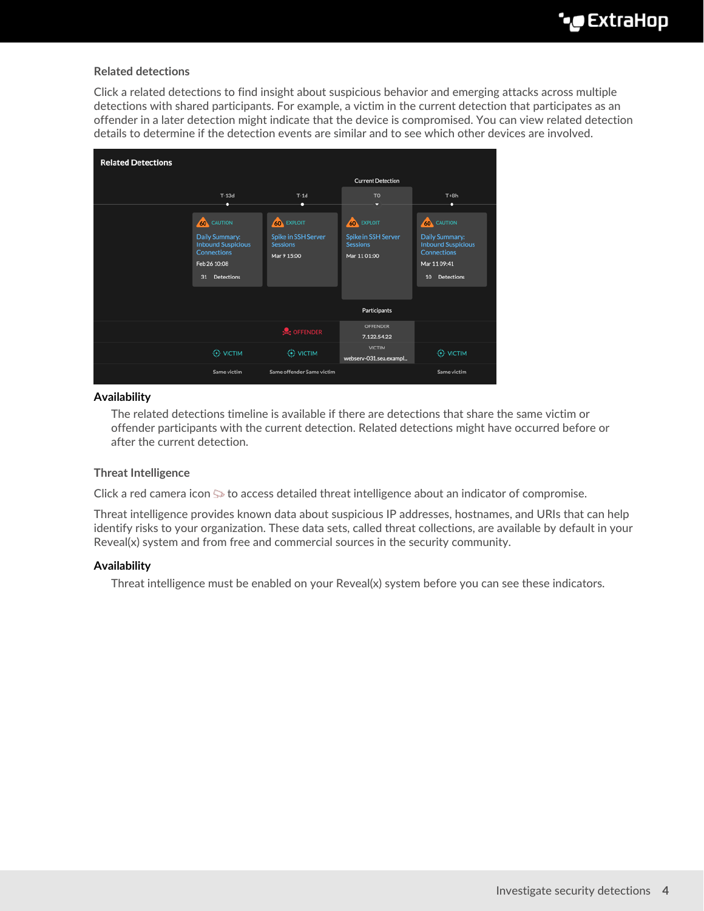### Related detections

Click a related detections to find insight about suspicious behavior and emerging attacks across multiple detections with shared participants. For example, a victim in the current detection that participates as an offender in a later detection might indicate that the device is compromised. You can view related detection details to determine if the detection events are similar and to see which other devices are involved.

**Availability**

The related detections timeline is available if there are detections that share the same victim or offender participants with the current detection. Related detections might have occurred before or after the current detection.

### Threat Intelligence

Click a red camera icon to access detailed threat intelligence about an indicator of compromise.

Threat intelligence provides known data about suspicious IP addresses, hostnames, and URIs that can help identify risks to your organization. These data sets, called threat collections, are available by default in your Reveal(x) system and from free and commercial sources in the security community.

**Availability**

Threat intelligence must be enabled on your Reveal(x) system before you can see these indicators.